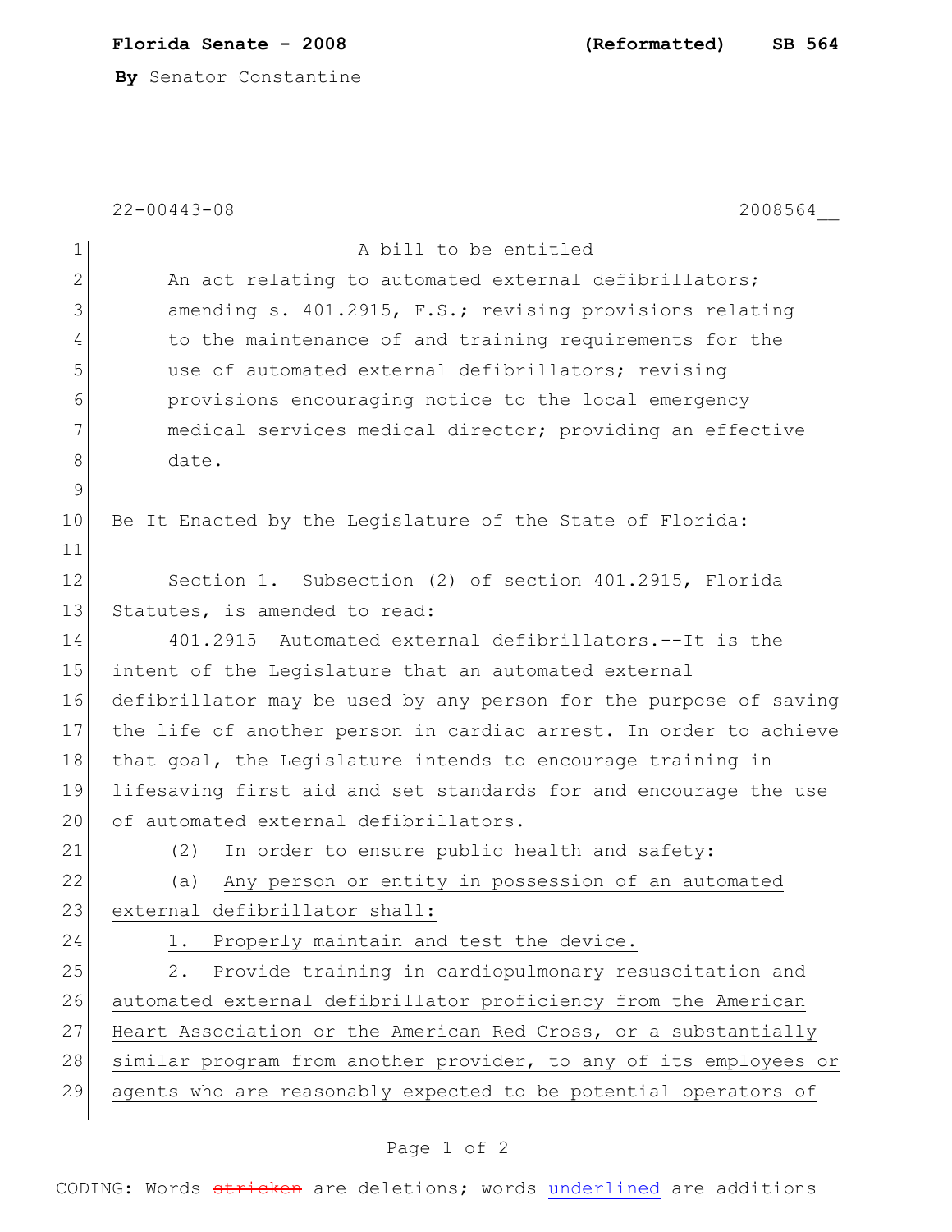**Florida Senate - 2008** **(Reformatted)** **SB 564**

**By** Senator Constantine

22-00443-08 2008564__

A bill to be entitled

An act relating to automated external defibrillators; amending s. 401.2915, F.S.; revising provisions relating to the maintenance of and training requirements for the use of automated external defibrillators; revising provisions encouraging notice to the local emergency medical services medical director; providing an effective date.

Be It Enacted by the Legislature of the State of Florida:

Section 1. Subsection (2) of section 401.2915, Florida Statutes, is amended to read:

401.2915 Automated external defibrillators.--It is the intent of the Legislature that an automated external defibrillator may be used by any person for the purpose of saving the life of another person in cardiac arrest. In order to achieve that goal, the Legislature intends to encourage training in lifesaving first aid and set standards for and encourage the use of automated external defibrillators.

(2) In order to ensure public health and safety:

(a) <u>Any person or entity in possession of an automated external defibrillator shall:</u>

<u>1. Properly maintain and test the device.</u>

<u>2. Provide training in cardiopulmonary resuscitation and automated external defibrillator proficiency from the American Heart Association or the American Red Cross, or a substantially similar program from another provider, to any of its employees or agents who are reasonably expected to be potential operators of</u>

CODING: Words ~~stricken~~ are deletions; words <u>underlined</u> are additions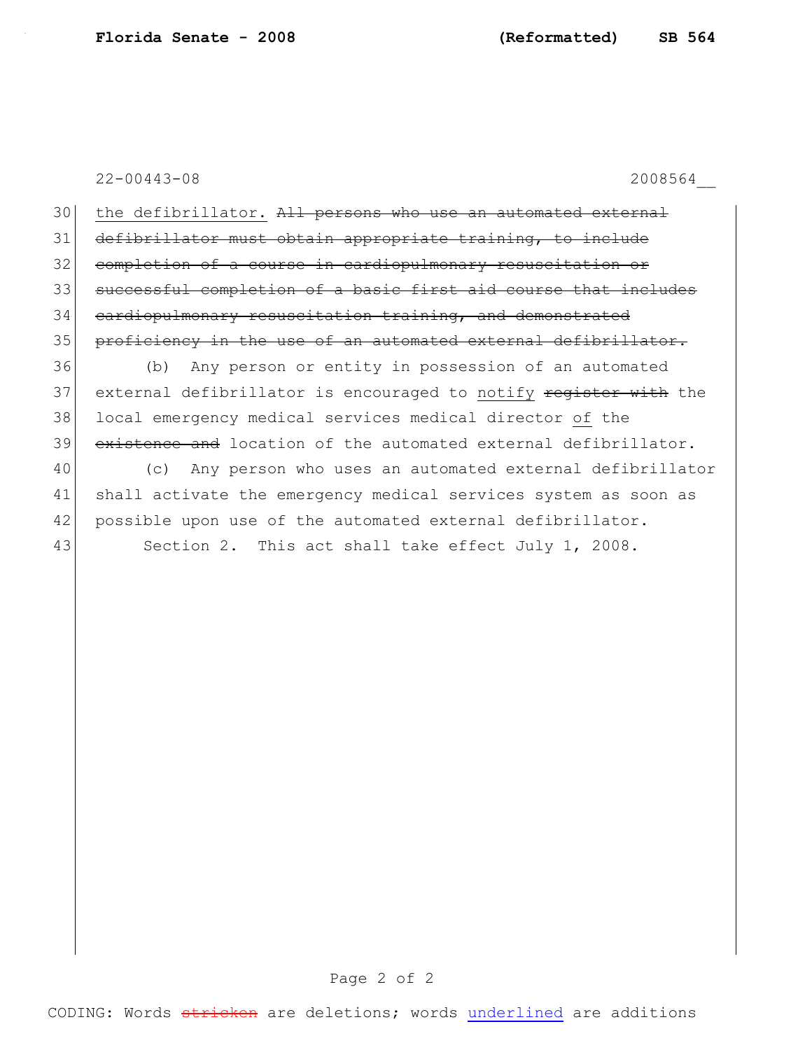30 the defibrillator. ~~All persons who use an automated external~~
31 ~~defibrillator must obtain appropriate training, to include~~
32 ~~completion of a course in cardiopulmonary resuscitation or~~
33 ~~successful completion of a basic first aid course that includes~~
34 ~~cardiopulmonary resuscitation training, and demonstrated~~
35 ~~proficiency in the use of an automated external defibrillator.~~
36 (b) Any person or entity in possession of an automated
37 external defibrillator is encouraged to <u>notify</u> ~~register with~~ the
38 local emergency medical services medical director <u>of</u> the
39 ~~existence and~~ location of the automated external defibrillator.
40 (c) Any person who uses an automated external defibrillator
41 shall activate the emergency medical services system as soon as
42 possible upon use of the automated external defibrillator.
43 Section 2. This act shall take effect July 1, 2008.

CODING: Words ~~stricken~~ are deletions; words <u>underlined</u> are additions